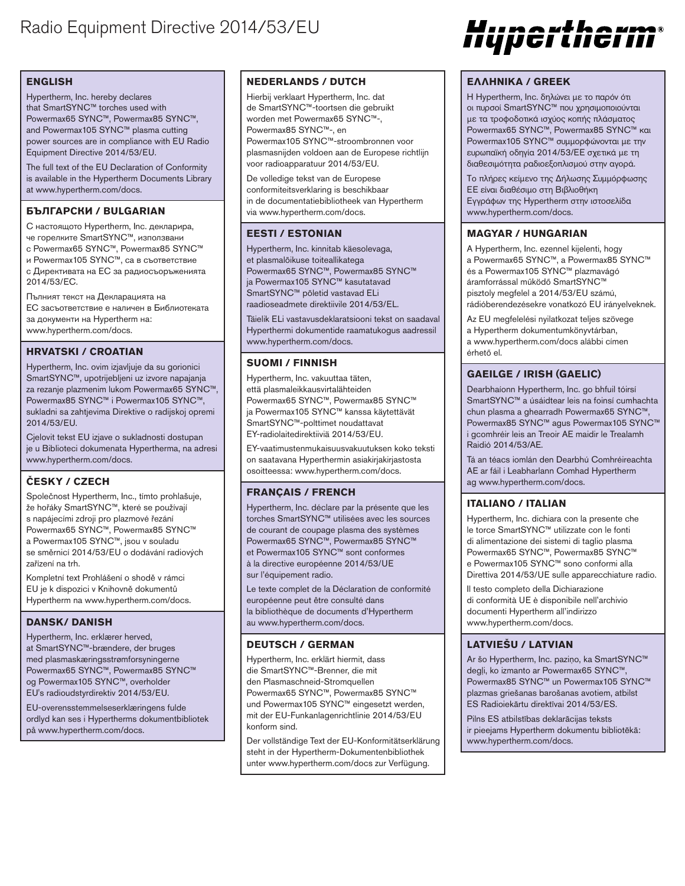# Radio Equipment Directive 2014/53/EU

Hypertherm®

## ENGLISH

Hypertherm, Inc. hereby declares that SmartSYNC™ torches used with Powermax65 SYNC™, Powermax85 SYNC™, and Powermax105 SYNC™ plasma cutting power sources are in compliance with EU Radio Equipment Directive 2014/53/EU.

The full text of the EU Declaration of Conformity is available in the Hypertherm Documents Library at www.hypertherm.com/docs.

## БЪЛГАРСКИ / BULGARIAN

С настоящото Hypertherm, Inc. декларира, че горелките SmartSYNC™, използвани с Powermax65 SYNC™, Powermax85 SYNC™ и Powermax105 SYNC™, са в съответствие с Директивата на ЕС за радиосъоръженията 2014/53/ЕС.

Пълният текст на Декларацията на ЕС засъответствие е наличен в Библиотеката за документи на Hypertherm на: www.hypertherm.com/docs.

## HRVATSKI / CROATIAN

Hypertherm, Inc. ovim izjavljuje da su gorionici SmartSYNC™, upotrijebljeni uz izvore napajanja za rezanje plazmenim lukom Powermax65 SYNC™, Powermax85 SYNC™ i Powermax105 SYNC™, sukladni sa zahtjevima Direktive o radijskoj opremi 2014/53/EU.

Cjelovit tekst EU izjave o sukladnosti dostupan je u Biblioteci dokumenata Hypertherma, na adresi www.hypertherm.com/docs.

## ČESKY / CZECH

Společnost Hypertherm, Inc., tímto prohlašuje, že hořáky SmartSYNC™, které se používají s napájecími zdroji pro plazmové řezání Powermax65 SYNC™, Powermax85 SYNC™ a Powermax105 SYNC™, jsou v souladu se směrnicí 2014/53/EU o dodávání radiových zařízení na trh.

Kompletní text Prohlášení o shodě v rámci EU je k dispozici v Knihovně dokumentů Hypertherm na www.hypertherm.com/docs.

## DANSK/ DANISH

Hypertherm, Inc. erklærer herved, at SmartSYNC™-brændere, der bruges med plasmaskæringsstrømforsyningerne Powermax65 SYNC™, Powermax85 SYNC™ og Powermax105 SYNC™, overholder EU's radioudstyrdirektiv 2014/53/EU.

EU-overensstemmelseserklæringens fulde ordlyd kan ses i Hypertherms dokumentbibliotek på www.hypertherm.com/docs.

## NEDERLANDS / DUTCH

Hierbij verklaart Hypertherm, Inc. dat de SmartSYNC™-toortsen die gebruikt worden met Powermax65 SYNC™-, Powermax85 SYNC™-, en Powermax105 SYNC™-stroombronnen voor plasmasnijden voldoen aan de Europese richtlijn voor radioapparatuur 2014/53/EU.

De volledige tekst van de Europese conformiteitsverklaring is beschikbaar in de documentatiebibliotheek van Hypertherm via www.hypertherm.com/docs.

## EESTI / ESTONIAN

Hypertherm, Inc. kinnitab käesolevaga, et plasmalõikuse toiteallikatega Powermax65 SYNC™, Powermax85 SYNC™ ja Powermax105 SYNC™ kasutatavad SmartSYNC™ põletid vastavad ELi raadioseadmete direktiivile 2014/53/EL.

Täielik ELi vastavusdeklaratsiooni tekst on saadaval Hypertthermi dokumentide raamatukogus aadressil www.hypertherm.com/docs.

## SUOMI / FINNISH

Hypertherm, Inc. vakuuttaa täten, että plasmaleikkausvirtalähteiden Powermax65 SYNC™, Powermax85 SYNC™ ja Powermax105 SYNC™ kanssa käytettävät SmartSYNC™-polttimet noudattavat EY-radiolaitedirektiiviä 2014/53/EU.

EY-vaatimustenmukaisuusvakuutuksen koko teksti on saatavana Hyperthermin asiakirjakirjastosta osoitteessa: www.hypertherm.com/docs.

## FRANÇAIS / FRENCH

Hypertherm, Inc. déclare par la présente que les torches SmartSYNC™ utilisées avec les sources de courant de coupage plasma des systèmes Powermax65 SYNC™, Powermax85 SYNC™ et Powermax105 SYNC™ sont conformes à la directive européenne 2014/53/UE sur l'équipement radio.

Le texte complet de la Déclaration de conformité européenne peut être consulté dans la bibliothèque de documents d'Hypertherm au www.hypertherm.com/docs.

## DEUTSCH / GERMAN

Hypertherm, Inc. erklärt hiermit, dass die SmartSYNC™-Brenner, die mit den Plasmaschneid-Stromquellen Powermax65 SYNC™, Powermax85 SYNC™ und Powermax105 SYNC™ eingesetzt werden, mit der EU-Funkanlagenrichtlinie 2014/53/EU konform sind.

Der vollständige Text der EU-Konformitätserklärung steht in der Hypertherm-Dokumentenbibliothek unter www.hypertherm.com/docs zur Verfügung.

## ΕΛΛΗΝΙΚΑ / GREEK

Η Hypertherm, Inc. δηλώνει με το παρόν ότι οι πυρσοί SmartSYNC™ που χρησιμοποιούνται με τα τροφοδοτικά ισχύος κοπής πλάσματος Powermax65 SYNC™, Powermax85 SYNC™ και Powermax105 SYNC™ συμμορφώνονται με την ευρωπαϊκή οδηγία 2014/53/ΕΕ σχετικά με τη διαθεσιμότητα ραδιοεξοπλισμού στην αγορά.

Το πλήρες κείμενο της Δήλωσης Συμμόρφωσης ΕΕ είναι διαθέσιμο στη Βιβλιοθήκη Εγγράφων της Hypertherm στην ιστοσελίδα www.hypertherm.com/docs.

## MAGYAR / HUNGARIAN

A Hypertherm, Inc. ezennel kijelenti, hogy a Powermax65 SYNC™, a Powermax85 SYNC™ és a Powermax105 SYNC™ plazmavágó áramforrással működő SmartSYNC™ pisztoly megfelel a 2014/53/EU számú, rádióberendezésekre vonatkozó EU irányelveknek.

Az EU megfelelési nyilatkozat teljes szövege a Hypertherm dokumentumkönyvtárban, a www.hypertherm.com/docs alábbi címen érhető el.

## GAEILGE / IRISH (GAELIC)

Dearbhaíonn Hypertherm, Inc. go bhfuil tóirsí SmartSYNC™ a úsáidtear leis na foinsí cumhachta chun plasma a ghearradh Powermax65 SYNC™, Powermax85 SYNC™ agus Powermax105 SYNC™ i gcomhréir leis an Treoir AE maidir le Trealamh Raidió 2014/53/AE.

Tá an téacs iomlán den Dearbhú Comhréireachta AE ar fáil i Leabharlann Comhad Hypertherm ag www.hypertherm.com/docs.

## ITALIANO / ITALIAN

Hypertherm, Inc. dichiara con la presente che le torce SmartSYNC™ utilizzate con le fonti di alimentazione dei sistemi di taglio plasma Powermax65 SYNC™, Powermax85 SYNC™ e Powermax105 SYNC™ sono conformi alla Direttiva 2014/53/UE sulle apparecchiature radio.

Il testo completo della Dichiarazione di conformità UE è disponibile nell'archivio documenti Hypertherm all'indirizzo www.hypertherm.com/docs.

## LATVIEŠU / LATVIAN

Ar šo Hypertherm, Inc. paziņo, ka SmartSYNC™ degli, ko izmanto ar Powermax65 SYNC™, Powermax85 SYNC™ un Powermax105 SYNC™ plazmas griešanas barošanas avotiem, atbilst ES Radioiekārtu direktīvai 2014/53/ES.

Pilns ES atbilstības deklarācijas teksts ir pieejams Hypertherm dokumentu bibliotēkā: www.hypertherm.com/docs.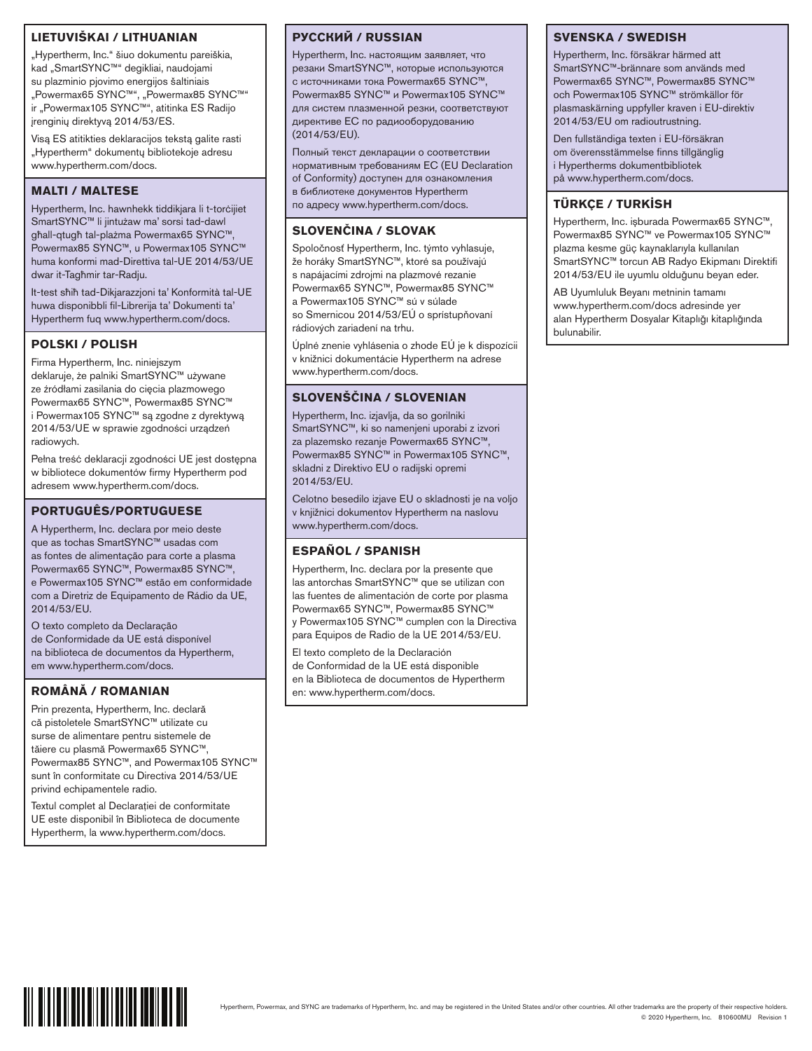## LIETUVIŠKAI / LITHUANIAN

„Hypertherm, Inc.“ šiuo dokumentu pareiškia, kad „SmartSYNC™“ degikliai, naudojami su plazminio pjovimo energijos šaltiniais „Powermax65 SYNC™“, „Powermax85 SYNC™“ ir „Powermax105 SYNC™“, atitinka ES Radijo įrenginių direktyvą 2014/53/ES.

Visą ES atitikties deklaracijos tekstą galite rasti „Hypertherm“ dokumentų bibliotekoje adresu www.hypertherm.com/docs.

## MALTI / MALTESE

Hypertherm, Inc. hawnhekk tiddikjara li t-torċijiet SmartSYNC™ li jintużaw ma' sorsi tad-dawl għall-qtugħ tal-plażma Powermax65 SYNC™, Powermax85 SYNC™, u Powermax105 SYNC™ huma konformi mad-Direttiva tal-UE 2014/53/UE dwar it-Tagħmir tar-Radju.

It-test sħiħ tad-Dikjarazzjoni ta' Konformità tal-UE huwa disponibbli fil-Librerija ta' Dokumenti ta' Hypertherm fuq www.hypertherm.com/docs.

## POLSKI / POLISH

Firma Hypertherm, Inc. niniejszym deklaruje, że palniki SmartSYNC™ używane ze źródłami zasilania do cięcia plazmowego Powermax65 SYNC™, Powermax85 SYNC™ i Powermax105 SYNC™ są zgodne z dyrektywą 2014/53/UE w sprawie zgodności urządzeń radiowych.

Pełna treść deklaracji zgodności UE jest dostępna w bibliotece dokumentów firmy Hypertherm pod adresem www.hypertherm.com/docs.

## PORTUGUÊS/PORTUGUESE

A Hypertherm, Inc. declara por meio deste que as tochas SmartSYNC™ usadas com as fontes de alimentação para corte a plasma Powermax65 SYNC™, Powermax85 SYNC™, e Powermax105 SYNC™ estão em conformidade com a Diretriz de Equipamento de Rádio da UE, 2014/53/EU.

O texto completo da Declaração de Conformidade da UE está disponível na biblioteca de documentos da Hypertherm, em www.hypertherm.com/docs.

## ROMÂNĂ / ROMANIAN

Prin prezenta, Hypertherm, Inc. declară că pistoletele SmartSYNC™ utilizate cu surse de alimentare pentru sistemele de tăiere cu plasmă Powermax65 SYNC™, Powermax85 SYNC™, and Powermax105 SYNC™ sunt în conformitate cu Directiva 2014/53/UE privind echipamentele radio.

Textul complet al Declarației de conformitate UE este disponibil în Biblioteca de documente Hypertherm, la www.hypertherm.com/docs.

## РУССКИЙ / RUSSIAN

Hypertherm, Inc. настоящим заявляет, что резаки SmartSYNC™, которые используются с источниками тока Powermax65 SYNC™, Powermax85 SYNC™ и Powermax105 SYNC™ для систем плазменной резки, соответствуют директиве ЕС по радиооборудованию (2014/53/EU).

Полный текст декларации о соответствии нормативным требованиям ЕС (EU Declaration of Conformity) доступен для ознакомления в библиотеке документов Hypertherm по адресу www.hypertherm.com/docs.

## SLOVENČINA / SLOVAK

Spoločnosť Hypertherm, Inc. týmto vyhlasuje, že horáky SmartSYNC™, ktoré sa používajú s napájacími zdrojmi na plazmové rezanie Powermax65 SYNC™, Powermax85 SYNC™ a Powermax105 SYNC™ sú v súlade so Smernicou 2014/53/EÚ o sprístupňovaní rádiových zariadení na trhu.

Úplné znenie vyhlásenia o zhode EÚ je k dispozícii v knižnici dokumentácie Hypertherm na adrese www.hypertherm.com/docs.

## SLOVENŠČINA / SLOVENIAN

Hypertherm, Inc. izjavlja, da so gorilniki SmartSYNC™, ki so namenjeni uporabi z izvori za plazemsko rezanje Powermax65 SYNC™, Powermax85 SYNC™ in Powermax105 SYNC™, skladni z Direktivo EU o radijski opremi 2014/53/EU.

Celotno besedilo izjave EU o skladnosti je na voljo v knjižnici dokumentov Hypertherm na naslovu www.hypertherm.com/docs.

## ESPAÑOL / SPANISH

Hypertherm, Inc. declara por la presente que las antorchas SmartSYNC™ que se utilizan con las fuentes de alimentación de corte por plasma Powermax65 SYNC™, Powermax85 SYNC™ y Powermax105 SYNC™ cumplen con la Directiva para Equipos de Radio de la UE 2014/53/EU.

El texto completo de la Declaración de Conformidad de la UE está disponible en la Biblioteca de documentos de Hypertherm en: www.hypertherm.com/docs.

## SVENSKA / SWEDISH

Hypertherm, Inc. försäkrar härmed att SmartSYNC™-brännare som används med Powermax65 SYNC™, Powermax85 SYNC™ och Powermax105 SYNC™ strömkällor för plasmaskärning uppfyller kraven i EU-direktiv 2014/53/EU om radioutrustning.

Den fullständiga texten i EU-försäkran om överensstämmelse finns tillgänglig i Hypertherms dokumentbibliotek på www.hypertherm.com/docs.

## TÜRKÇE / TURKİSH

Hypertherm, Inc. işburada Powermax65 SYNC™, Powermax85 SYNC™ ve Powermax105 SYNC™ plazma kesme güç kaynaklarıyla kullanılan SmartSYNC™ torcun AB Radyo Ekipmanı Direktifi 2014/53/EU ile uyumlu olduğunu beyan eder.

AB Uyumluluk Beyanı metninin tamamı www.hypertherm.com/docs adresinde yer alan Hypertherm Dosyalar Kitaplığı kitaplığında bulunabilir.

Hypertherm, Powermax, and SYNC are trademarks of Hypertherm, Inc. and may be registered in the United States and/or other countries. All other trademarks are the property of their respective holders.

© 2020 Hypertherm, Inc. 810600MU Revision 1